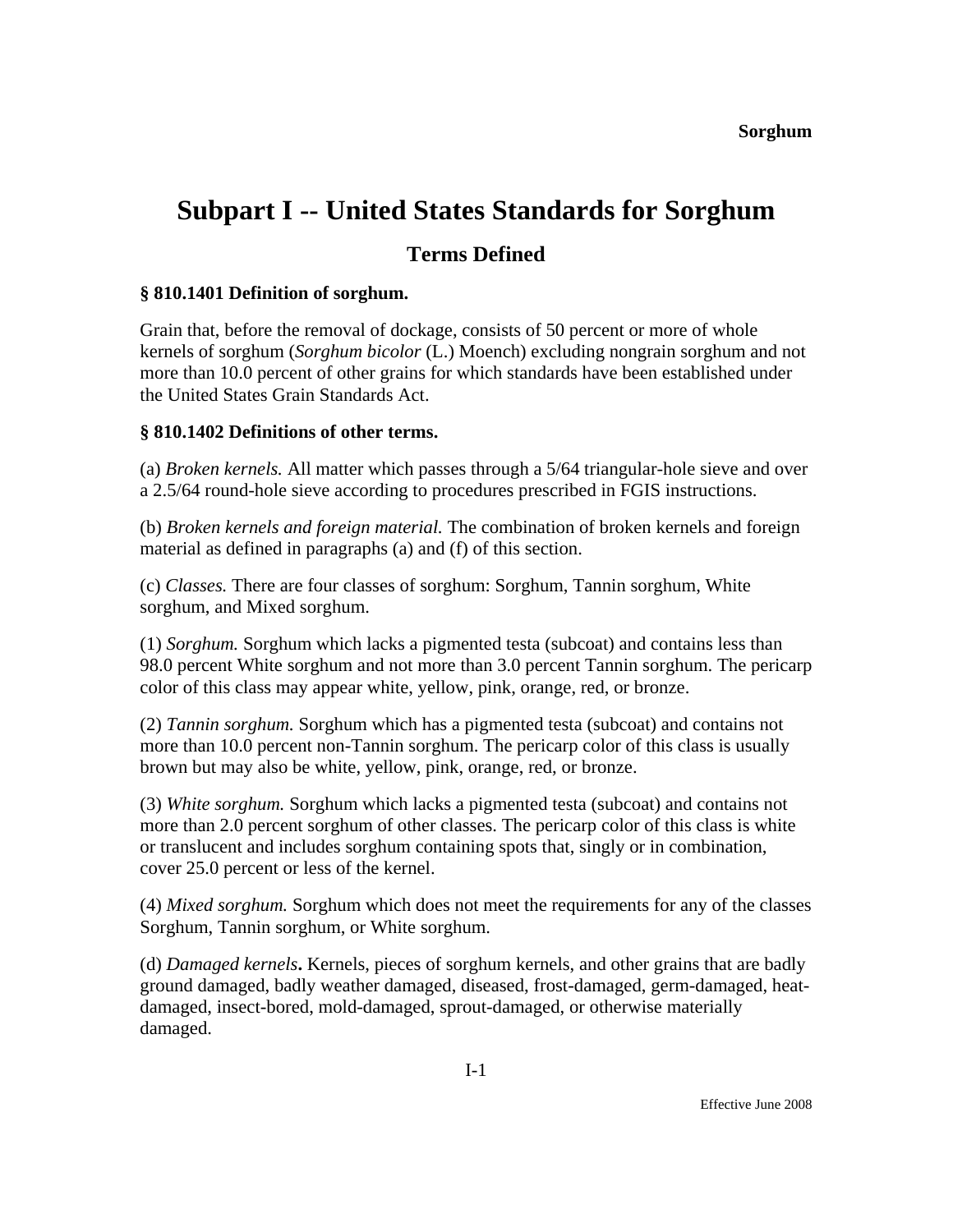# Subpart I -- United States Standards for Sorghum

## Terms Defined

**§ 810.1401 Definition of sorghum.**

Grain that, before the removal of dockage, consists of 50 percent or more of whole kernels of sorghum (*Sorghum bicolor* (L.) Moench) excluding nongrain sorghum and not more than 10.0 percent of other grains for which standards have been established under the United States Grain Standards Act.

**§ 810.1402 Definitions of other terms.**

(a) *Broken kernels.* All matter which passes through a 5/64 triangular-hole sieve and over a 2.5/64 round-hole sieve according to procedures prescribed in FGIS instructions.

(b) *Broken kernels and foreign material.* The combination of broken kernels and foreign material as defined in paragraphs (a) and (f) of this section.

(c) *Classes.* There are four classes of sorghum: Sorghum, Tannin sorghum, White sorghum, and Mixed sorghum.

(1) *Sorghum.* Sorghum which lacks a pigmented testa (subcoat) and contains less than 98.0 percent White sorghum and not more than 3.0 percent Tannin sorghum. The pericarp color of this class may appear white, yellow, pink, orange, red, or bronze.

(2) *Tannin sorghum.* Sorghum which has a pigmented testa (subcoat) and contains not more than 10.0 percent non-Tannin sorghum. The pericarp color of this class is usually brown but may also be white, yellow, pink, orange, red, or bronze.

(3) *White sorghum.* Sorghum which lacks a pigmented testa (subcoat) and contains not more than 2.0 percent sorghum of other classes. The pericarp color of this class is white or translucent and includes sorghum containing spots that, singly or in combination, cover 25.0 percent or less of the kernel.

(4) *Mixed sorghum.* Sorghum which does not meet the requirements for any of the classes Sorghum, Tannin sorghum, or White sorghum.

(d) *Damaged kernels***.** Kernels, pieces of sorghum kernels, and other grains that are badly ground damaged, badly weather damaged, diseased, frost-damaged, germ-damaged, heat-damaged, insect-bored, mold-damaged, sprout-damaged, or otherwise materially damaged.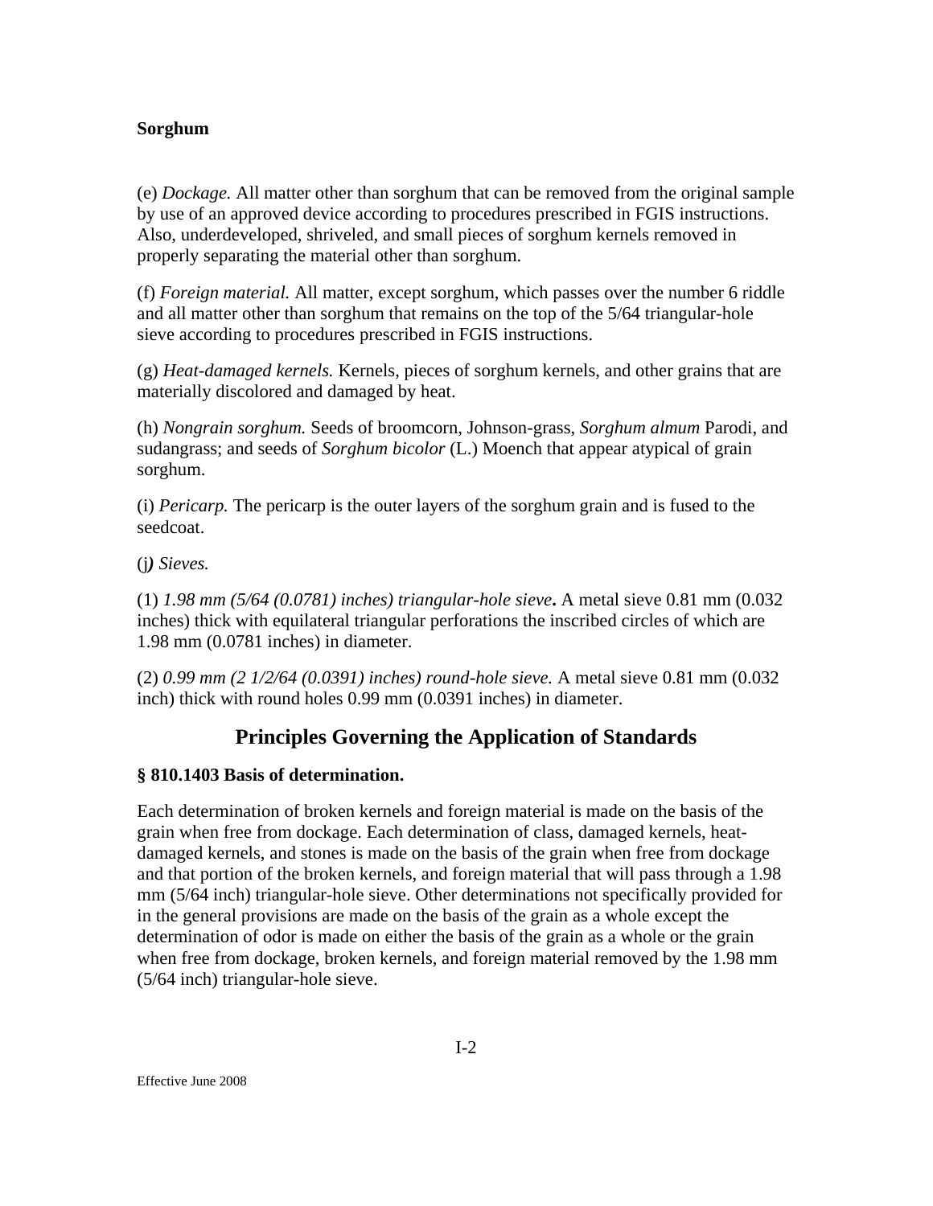**Sorghum**

(e) *Dockage.* All matter other than sorghum that can be removed from the original sample by use of an approved device according to procedures prescribed in FGIS instructions. Also, underdeveloped, shriveled, and small pieces of sorghum kernels removed in properly separating the material other than sorghum.

(f) *Foreign material.* All matter, except sorghum, which passes over the number 6 riddle and all matter other than sorghum that remains on the top of the 5/64 triangular-hole sieve according to procedures prescribed in FGIS instructions.

(g) *Heat-damaged kernels.* Kernels, pieces of sorghum kernels, and other grains that are materially discolored and damaged by heat.

(h) *Nongrain sorghum.* Seeds of broomcorn, Johnson-grass, *Sorghum almum* Parodi, and sudangrass; and seeds of *Sorghum bicolor* (L.) Moench that appear atypical of grain sorghum.

(i) *Pericarp.* The pericarp is the outer layers of the sorghum grain and is fused to the seedcoat.

(j) *Sieves.*

(1) *1.98 mm (5/64 (0.0781) inches) triangular-hole sieve***.** A metal sieve 0.81 mm (0.032 inches) thick with equilateral triangular perforations the inscribed circles of which are 1.98 mm (0.0781 inches) in diameter.

(2) *0.99 mm (2 1/2/64 (0.0391) inches) round-hole sieve.* A metal sieve 0.81 mm (0.032 inch) thick with round holes 0.99 mm (0.0391 inches) in diameter.

## Principles Governing the Application of Standards

### § 810.1403 Basis of determination.

Each determination of broken kernels and foreign material is made on the basis of the grain when free from dockage. Each determination of class, damaged kernels, heat-damaged kernels, and stones is made on the basis of the grain when free from dockage and that portion of the broken kernels, and foreign material that will pass through a 1.98 mm (5/64 inch) triangular-hole sieve. Other determinations not specifically provided for in the general provisions are made on the basis of the grain as a whole except the determination of odor is made on either the basis of the grain as a whole or the grain when free from dockage, broken kernels, and foreign material removed by the 1.98 mm (5/64 inch) triangular-hole sieve.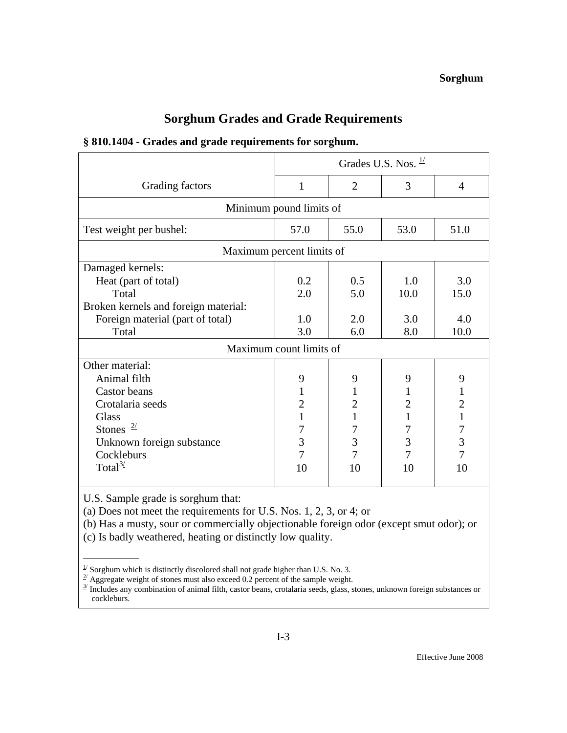# Sorghum Grades and Grade Requirements

**§ 810.1404 - Grades and grade requirements for sorghum.**

| Grading factors | Grades U.S. Nos. [1/] | | | |
|---|---|---|---|---|
| | 1 | 2 | 3 | 4 |
| **Minimum pound limits of** | | | | |
| Test weight per bushel: | 57.0 | 55.0 | 53.0 | 51.0 |
| **Maximum percent limits of** | | | | |
| Damaged kernels: | | | | |
| Heat (part of total) | 0.2 | 0.5 | 1.0 | 3.0 |
| Total | 2.0 | 5.0 | 10.0 | 15.0 |
| Broken kernels and foreign material: | | | | |
| Foreign material (part of total) | 1.0 | 2.0 | 3.0 | 4.0 |
| Total | 3.0 | 6.0 | 8.0 | 10.0 |
| **Maximum count limits of** | | | | |
| Other material: | | | | |
| Animal filth | 9 | 9 | 9 | 9 |
| Castor beans | 1 | 1 | 1 | 1 |
| Crotalaria seeds | 2 | 2 | 2 | 2 |
| Glass | 1 | 1 | 1 | 1 |
| Stones [2/] | 7 | 7 | 7 | 7 |
| Unknown foreign substance | 3 | 3 | 3 | 3 |
| Cockleburs | 7 | 7 | 7 | 7 |
| Total[3/] | 10 | 10 | 10 | 10 |

U.S. Sample grade is sorghum that:
(a) Does not meet the requirements for U.S. Nos. 1, 2, 3, or 4; or
(b) Has a musty, sour or commercially objectionable foreign odor (except smut odor); or
(c) Is badly weathered, heating or distinctly low quality.

---

[1/] Sorghum which is distinctly discolored shall not grade higher than U.S. No. 3.
[2/] Aggregate weight of stones must also exceed 0.2 percent of the sample weight.
[3/] Includes any combination of animal filth, castor beans, crotalaria seeds, glass, stones, unknown foreign substances or cockleburs.

Effective June 2008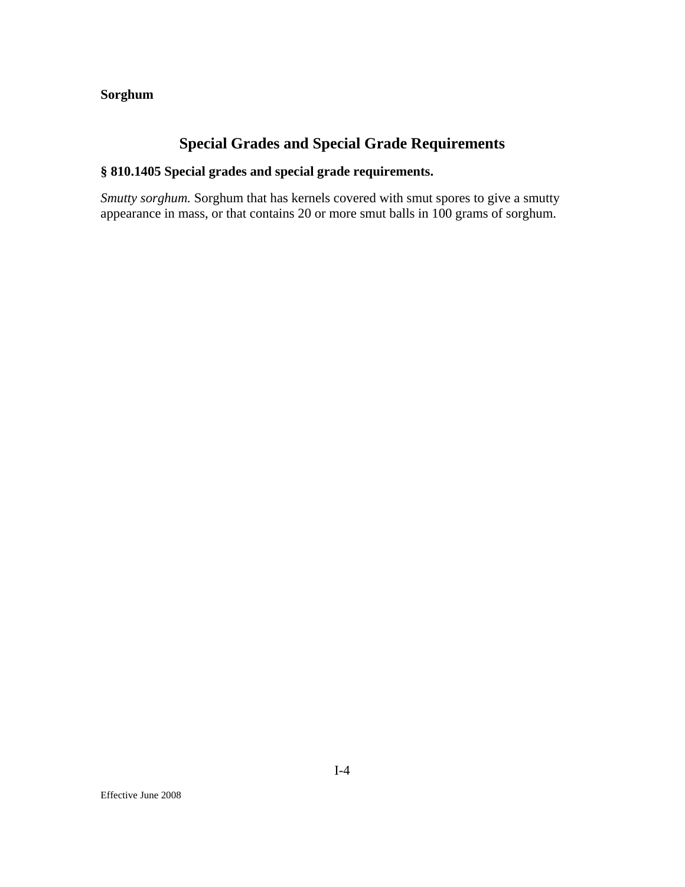**Sorghum**

## Special Grades and Special Grade Requirements

### § 810.1405 Special grades and special grade requirements.

*Smutty sorghum.* Sorghum that has kernels covered with smut spores to give a smutty appearance in mass, or that contains 20 or more smut balls in 100 grams of sorghum.